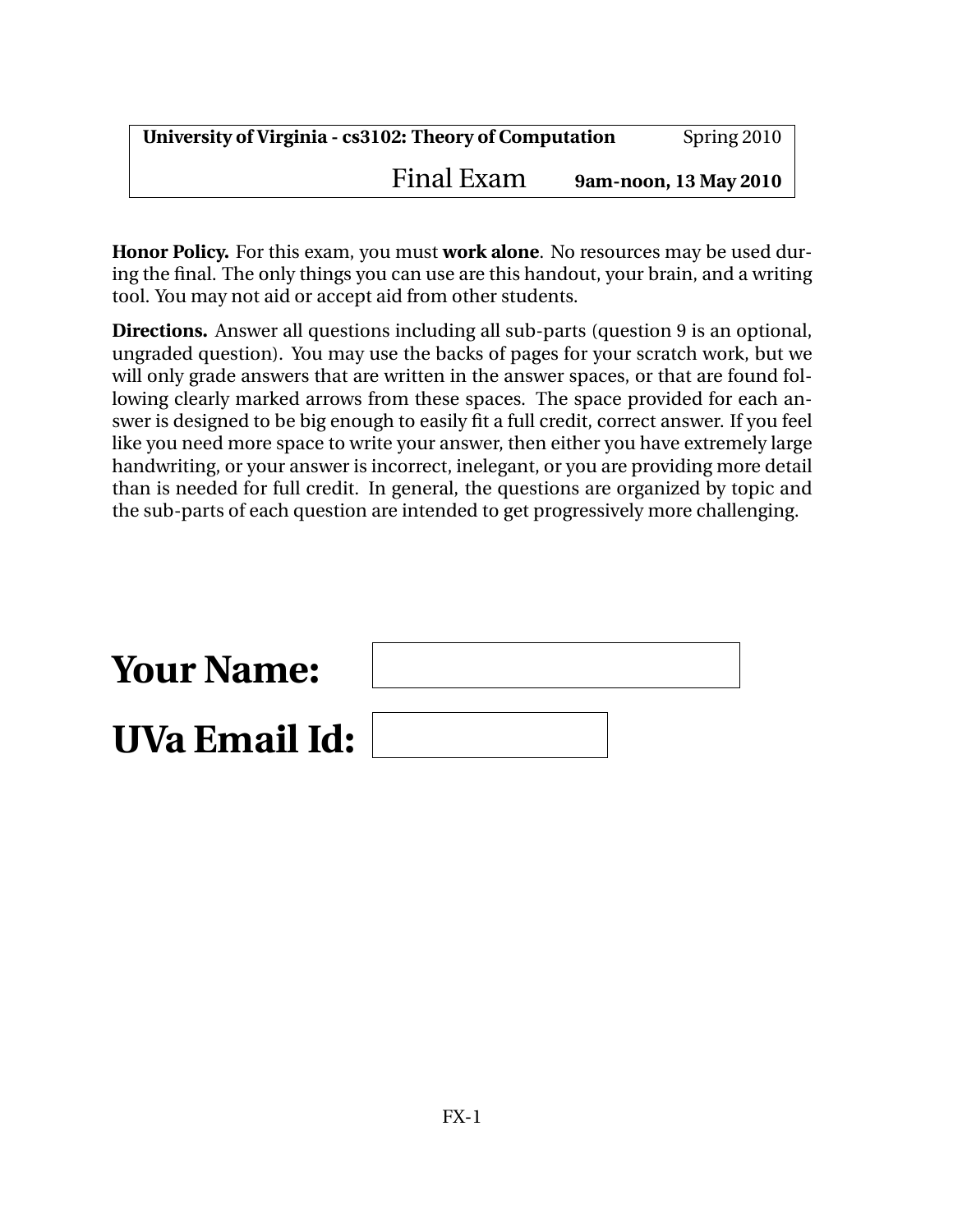| **University of Virginia - cs3102: Theory of Computation** | Spring 2010 |
| --- | --- |
| Final Exam | **9am-noon, 13 May 2010** |

**Honor Policy.** For this exam, you must **work alone**. No resources may be used during the final. The only things you can use are this handout, your brain, and a writing tool. You may not aid or accept aid from other students.

**Directions.** Answer all questions including all sub-parts (question 9 is an optional, ungraded question). You may use the backs of pages for your scratch work, but we will only grade answers that are written in the answer spaces, or that are found following clearly marked arrows from these spaces. The space provided for each answer is designed to be big enough to easily fit a full credit, correct answer. If you feel like you need more space to write your answer, then either you have extremely large handwriting, or your answer is incorrect, inelegant, or you are providing more detail than is needed for full credit. In general, the questions are organized by topic and the sub-parts of each question are intended to get progressively more challenging.

# Your Name:

# UVa Email Id: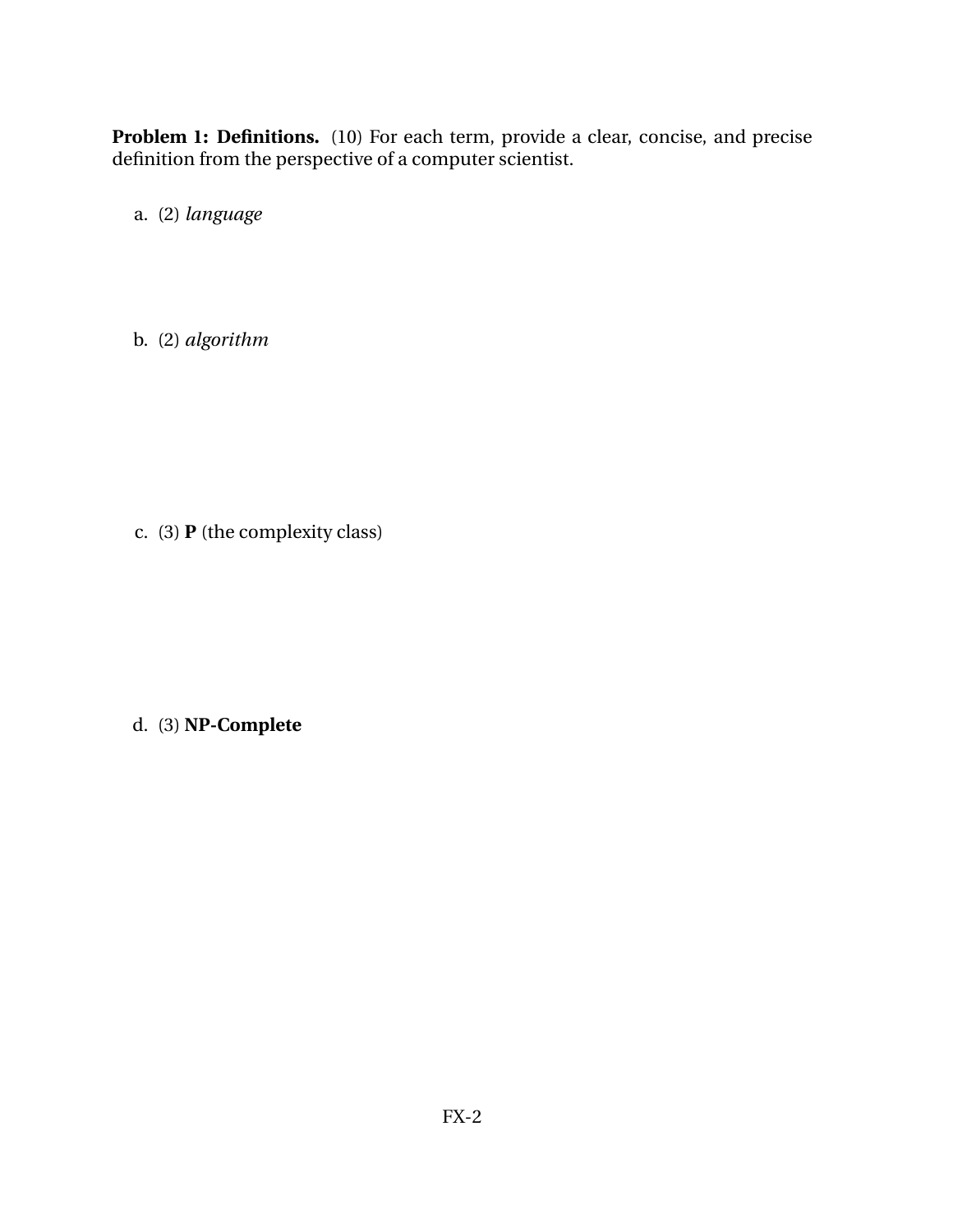**Problem 1: Definitions.** (10) For each term, provide a clear, concise, and precise definition from the perspective of a computer scientist.

a. (2) *language*

b. (2) *algorithm*

c. (3) **P** (the complexity class)

d. (3) **NP-Complete**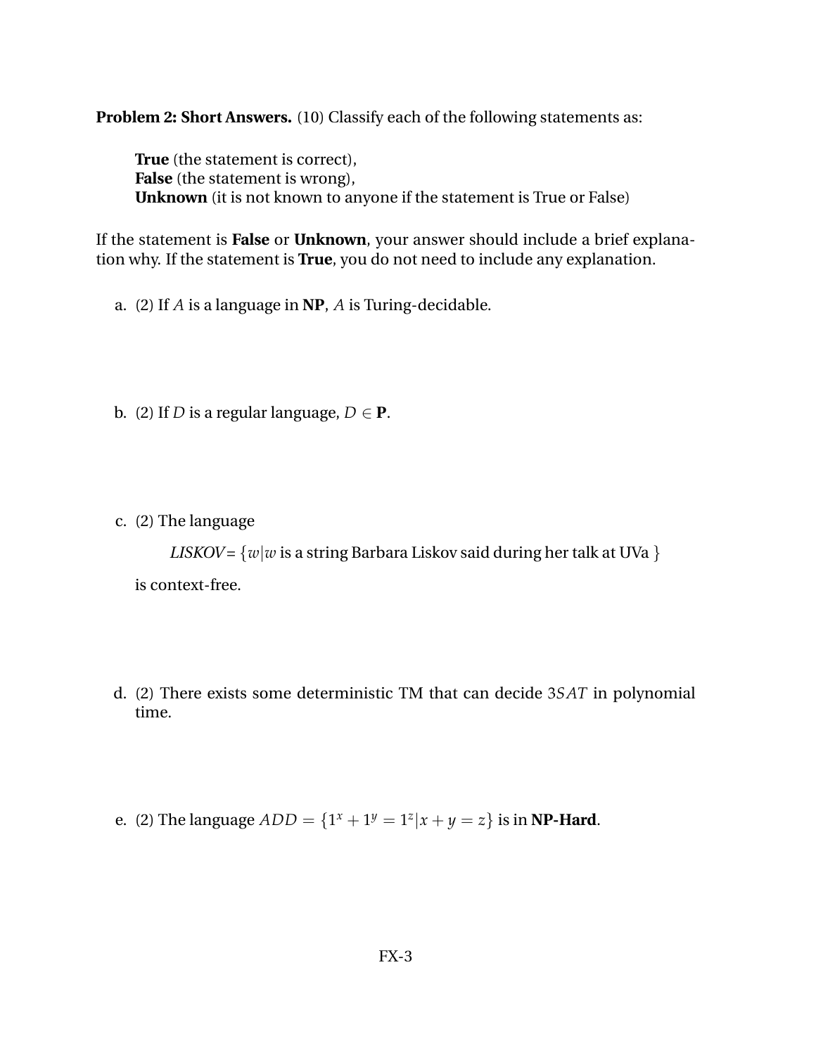**Problem 2: Short Answers.** (10) Classify each of the following statements as:

> **True** (the statement is correct),
> **False** (the statement is wrong),
> **Unknown** (it is not known to anyone if the statement is True or False)

If the statement is **False** or **Unknown**, your answer should include a brief explanation why. If the statement is **True**, you do not need to include any explanation.

a. (2) If $A$ is a language in **NP**, $A$ is Turing-decidable.

b. (2) If $D$ is a regular language, $D \in \mathbf{P}$.

c. (2) The language

$$LISKOV = \{w | w \text{ is a string Barbara Liskov said during her talk at UVa }\}$$

is context-free.

d. (2) There exists some deterministic TM that can decide $3SAT$ in polynomial time.

e. (2) The language $ADD = \{1^x + 1^y = 1^z | x + y = z\}$ is in **NP-Hard**.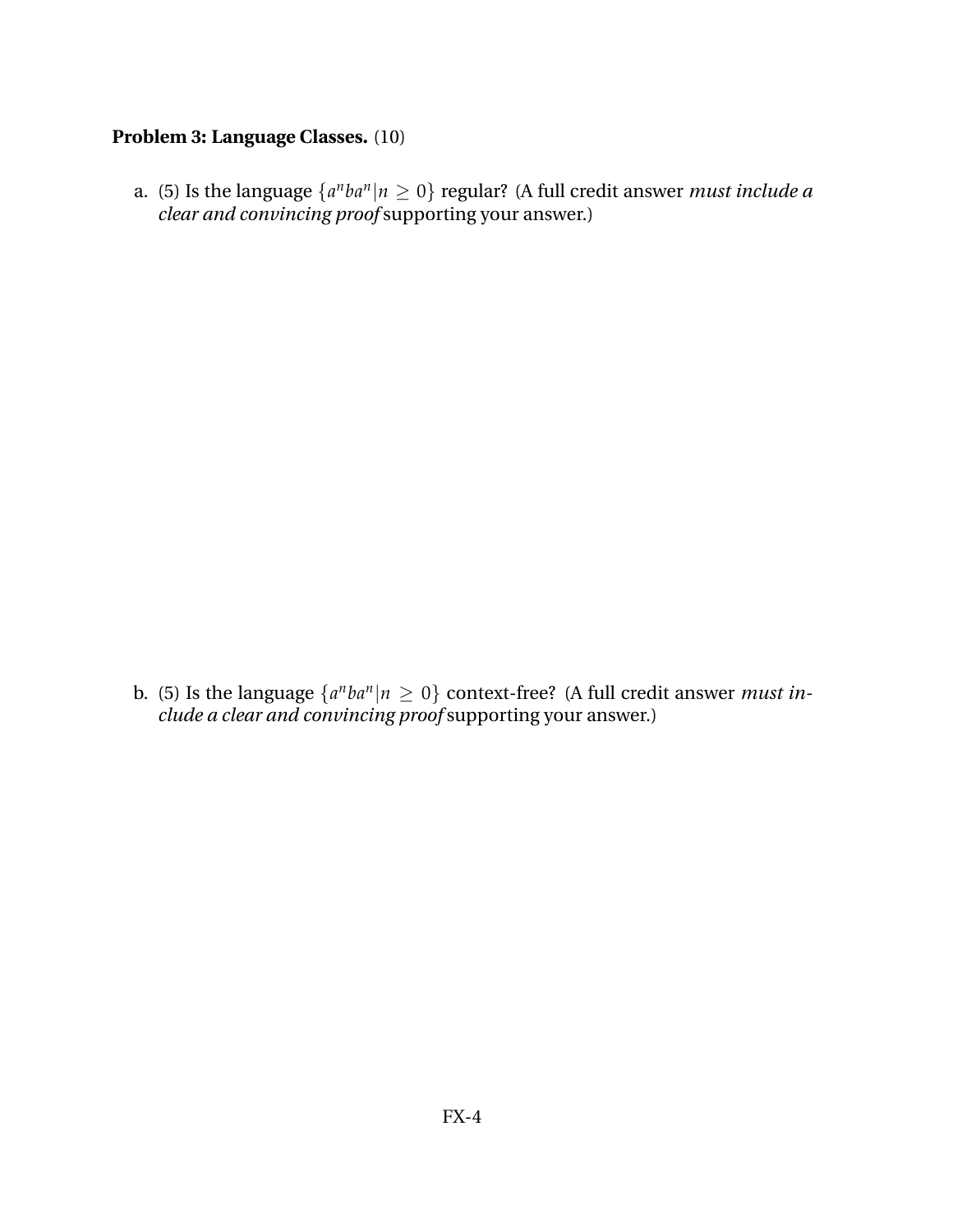**Problem 3: Language Classes.** (10)

a. (5) Is the language $\{a^n b a^n | n \geq 0\}$ regular? (A full credit answer *must include a clear and convincing proof* supporting your answer.)

b. (5) Is the language $\{a^n b a^n | n \geq 0\}$ context-free? (A full credit answer *must include a clear and convincing proof* supporting your answer.)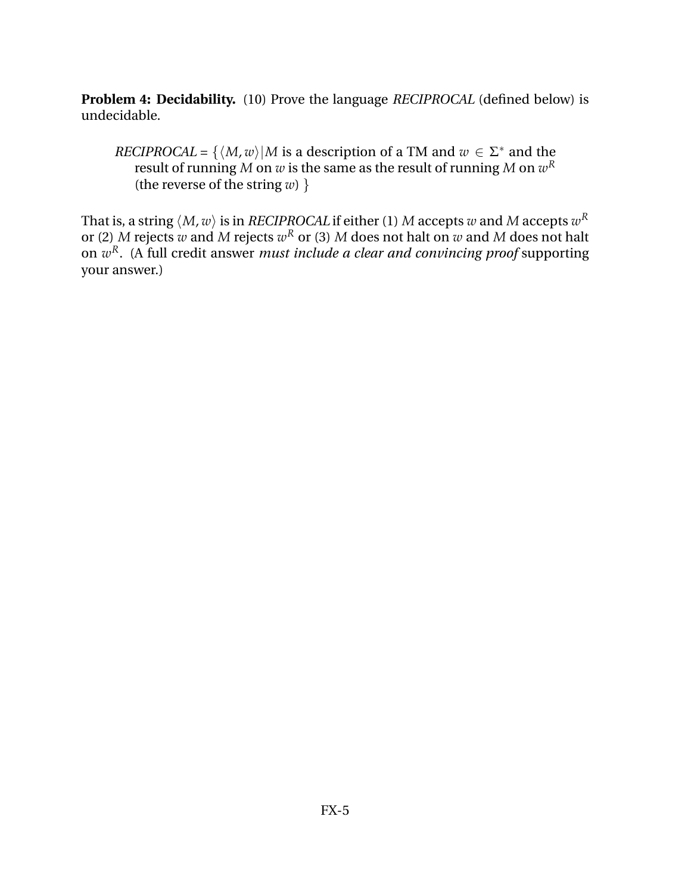**Problem 4: Decidability.** (10) Prove the language *RECIPROCAL* (defined below) is undecidable.

> *RECIPROCAL* = $\{\langle M, w\rangle | M$ is a description of a TM and $w \in \Sigma^*$ and the result of running $M$ on $w$ is the same as the result of running $M$ on $w^R$ (the reverse of the string $w$) $\}$

That is, a string $\langle M, w\rangle$ is in *RECIPROCAL* if either (1) $M$ accepts $w$ and $M$ accepts $w^R$ or (2) $M$ rejects $w$ and $M$ rejects $w^R$ or (3) $M$ does not halt on $w$ and $M$ does not halt on $w^R$. (A full credit answer *must include a clear and convincing proof* supporting your answer.)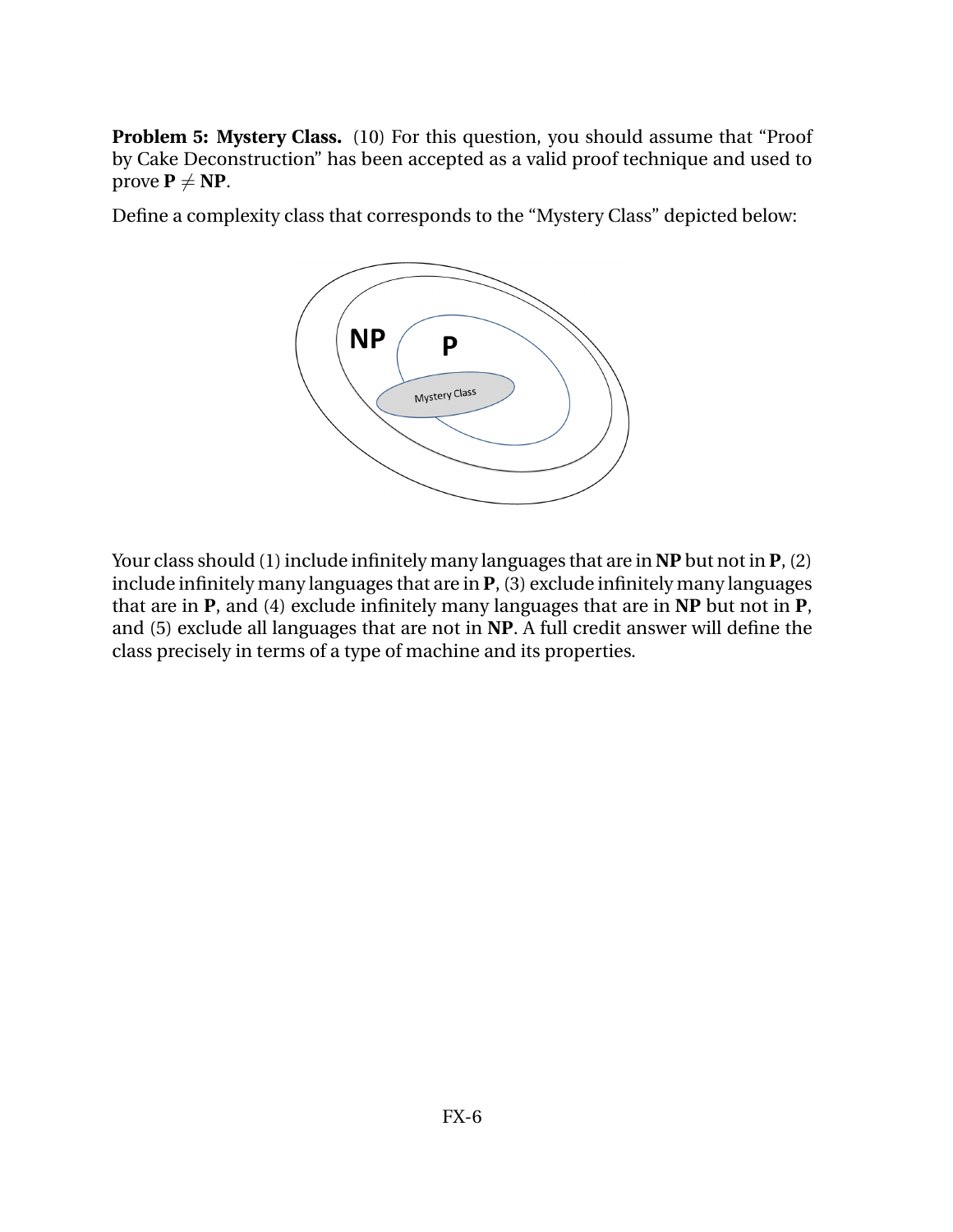**Problem 5: Mystery Class.** (10) For this question, you should assume that "Proof by Cake Deconstruction" has been accepted as a valid proof technique and used to prove **P** $\neq$ **NP**.

Define a complexity class that corresponds to the "Mystery Class" depicted below:

Your class should (1) include infinitely many languages that are in **NP** but not in **P**, (2) include infinitely many languages that are in **P**, (3) exclude infinitely many languages that are in **P**, and (4) exclude infinitely many languages that are in **NP** but not in **P**, and (5) exclude all languages that are not in **NP**. A full credit answer will define the class precisely in terms of a type of machine and its properties.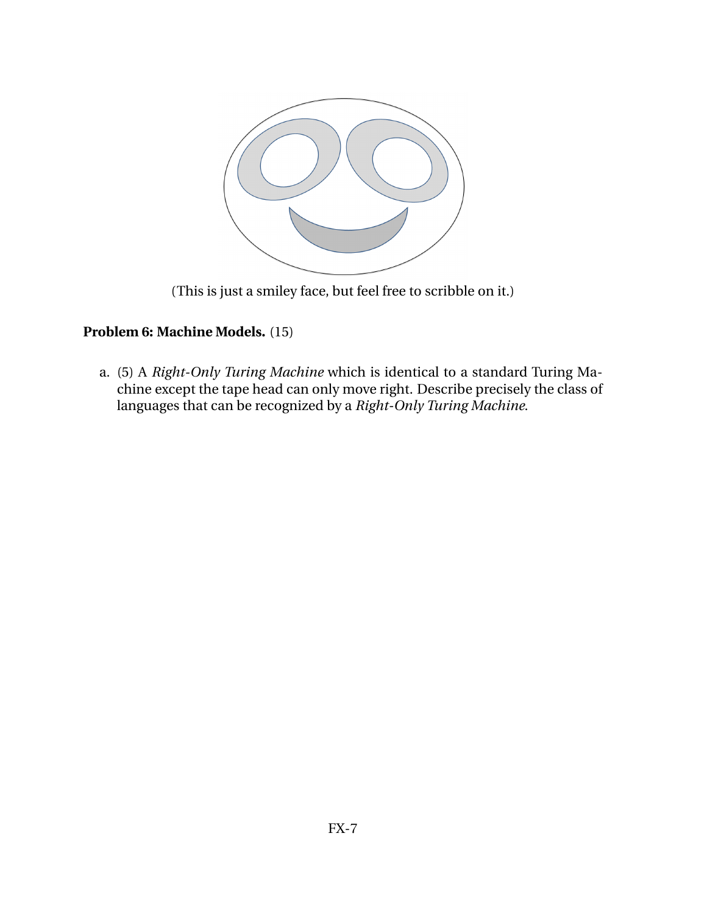(This is just a smiley face, but feel free to scribble on it.)

**Problem 6: Machine Models.** (15)

a. (5) A *Right-Only Turing Machine* which is identical to a standard Turing Machine except the tape head can only move right. Describe precisely the class of languages that can be recognized by a *Right-Only Turing Machine*.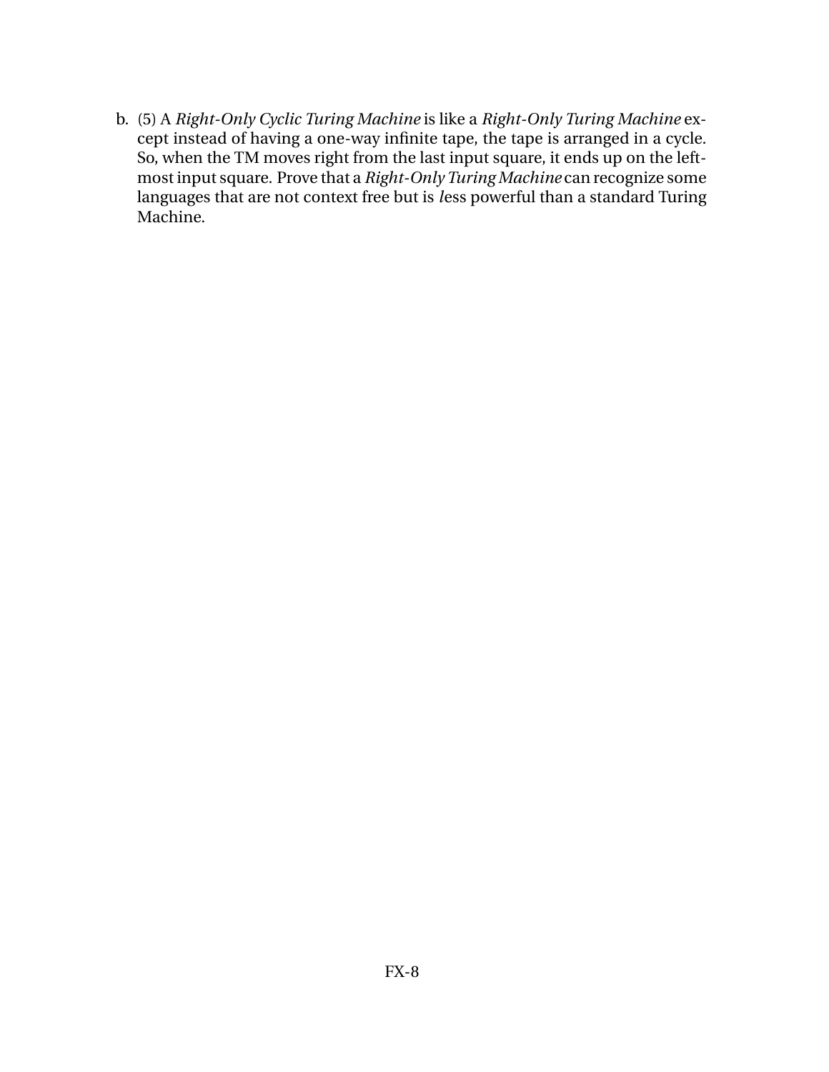b. (5) A *Right-Only Cyclic Turing Machine* is like a *Right-Only Turing Machine* except instead of having a one-way infinite tape, the tape is arranged in a cycle. So, when the TM moves right from the last input square, it ends up on the left-most input square. Prove that a *Right-Only Turing Machine* can recognize some languages that are not context free but is *l*ess powerful than a standard Turing Machine.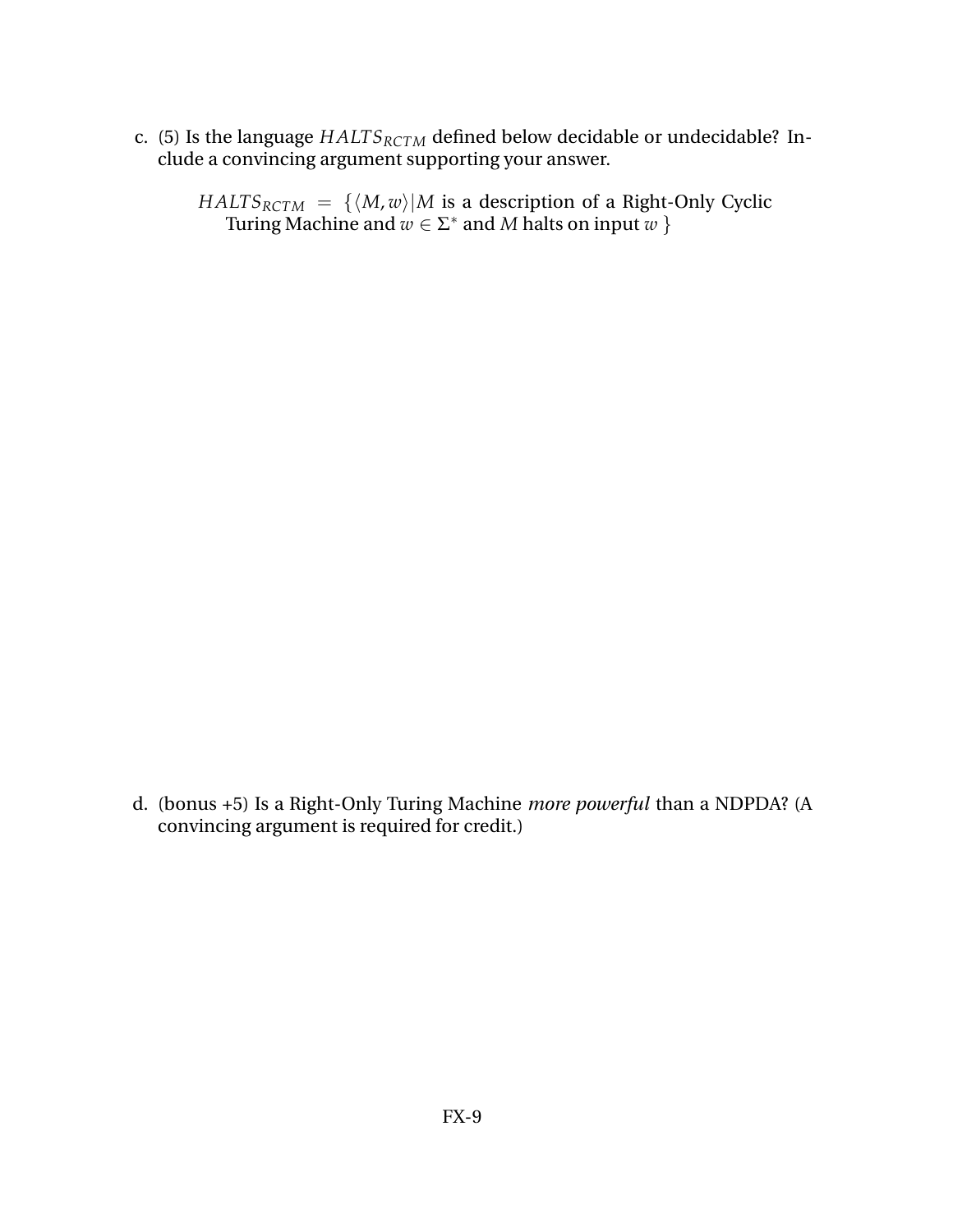c. (5) Is the language $HALTS_{RCTM}$ defined below decidable or undecidable? Include a convincing argument supporting your answer.

$$HALTS_{RCTM} = \{\langle M, w\rangle | M \text{ is a description of a Right-Only Cyclic Turing Machine and } w \in \Sigma^* \text{ and } M \text{ halts on input } w\}$$

d. (bonus +5) Is a Right-Only Turing Machine *more powerful* than a NDPDA? (A convincing argument is required for credit.)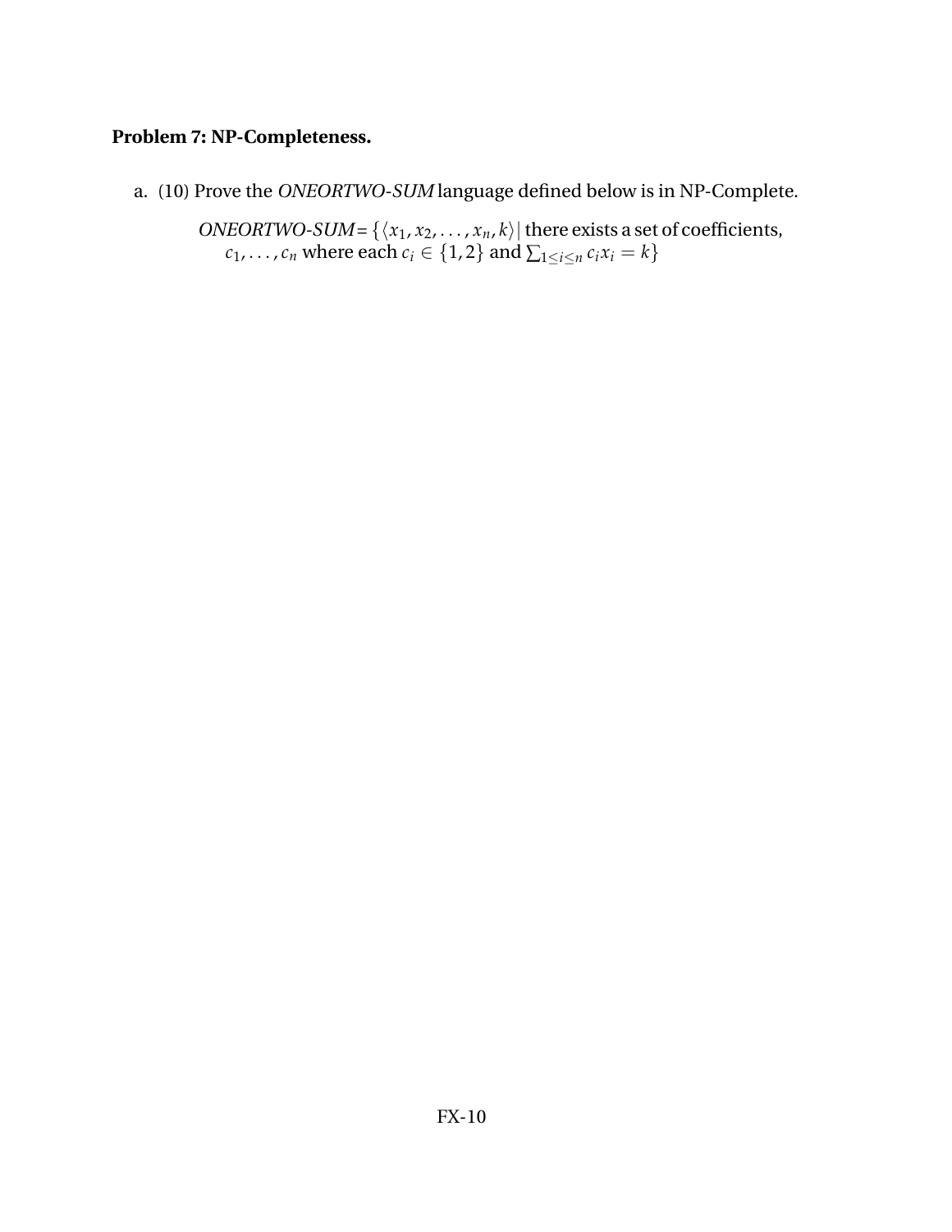**Problem 7: NP-Completeness.**

a. (10) Prove the *ONEORTWO-SUM* language defined below is in NP-Complete.

   *ONEORTWO-SUM* = $\{\langle x_1, x_2, \ldots, x_n, k\rangle \mid$ there exists a set of coefficients, $c_1, \ldots, c_n$ where each $c_i \in \{1, 2\}$ and $\sum_{1 \le i \le n} c_i x_i = k\}$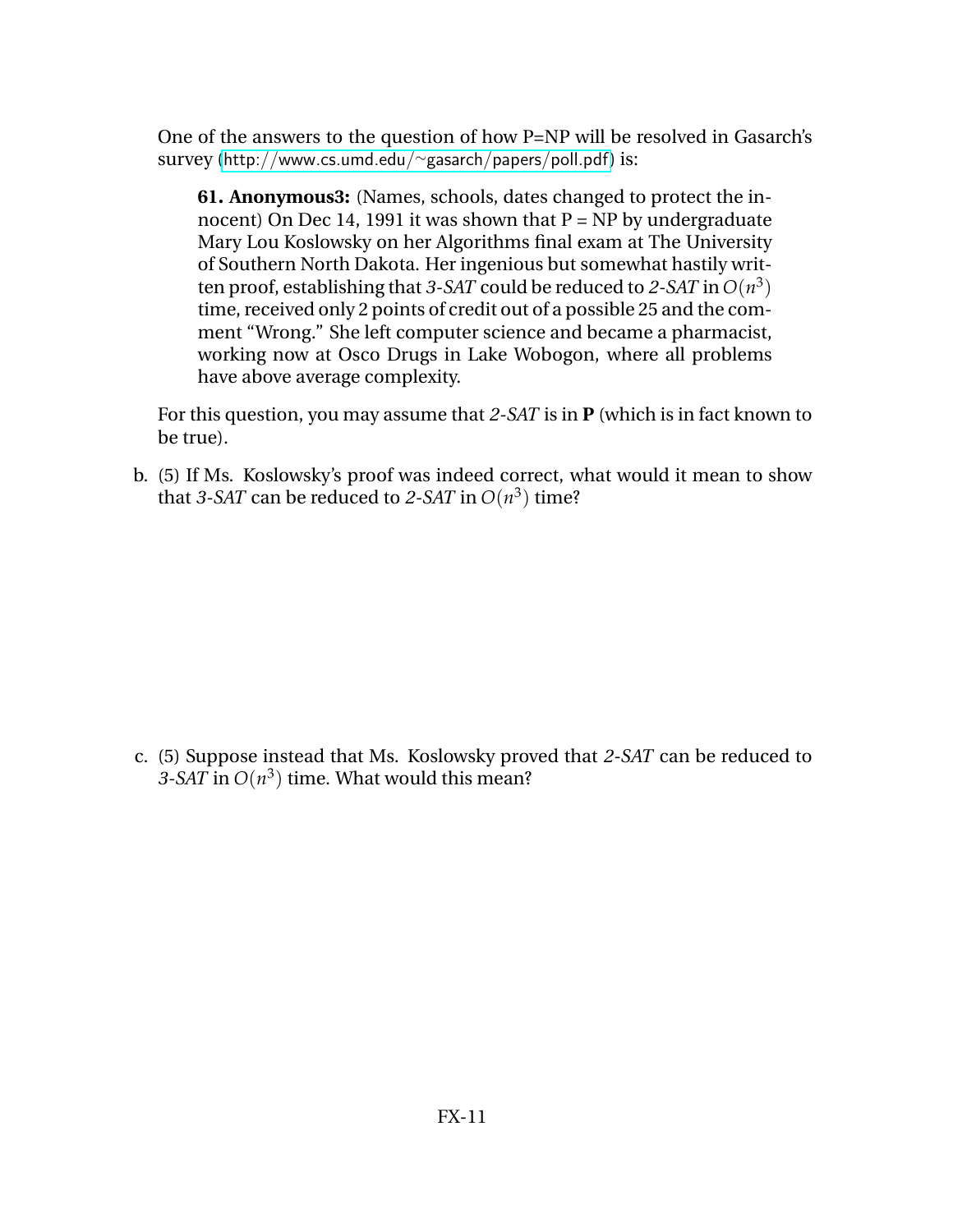One of the answers to the question of how P=NP will be resolved in Gasarch's survey (http://www.cs.umd.edu/~gasarch/papers/poll.pdf) is:

> **61. Anonymous3:** (Names, schools, dates changed to protect the innocent) On Dec 14, 1991 it was shown that P = NP by undergraduate Mary Lou Koslowsky on her Algorithms final exam at The University of Southern North Dakota. Her ingenious but somewhat hastily written proof, establishing that *3-SAT* could be reduced to *2-SAT* in $O(n^3)$ time, received only 2 points of credit out of a possible 25 and the comment "Wrong." She left computer science and became a pharmacist, working now at Osco Drugs in Lake Wobogon, where all problems have above average complexity.

For this question, you may assume that *2-SAT* is in **P** (which is in fact known to be true).

b. (5) If Ms. Koslowsky's proof was indeed correct, what would it mean to show that *3-SAT* can be reduced to *2-SAT* in $O(n^3)$ time?

c. (5) Suppose instead that Ms. Koslowsky proved that *2-SAT* can be reduced to *3-SAT* in $O(n^3)$ time. What would this mean?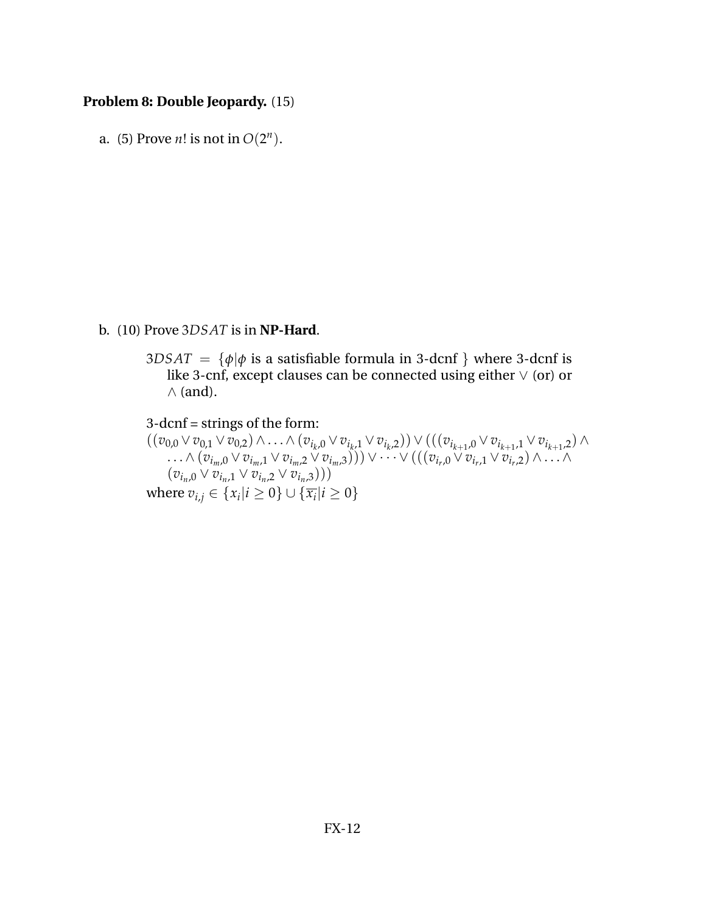**Problem 8: Double Jeopardy.** (15)

a. (5) Prove $n!$ is not in $O(2^n)$.

b. (10) Prove $3DSAT$ is in **NP-Hard**.

> $3DSAT = \{\phi | \phi$ is a satisfiable formula in 3-dcnf $\}$ where 3-dcnf is like 3-cnf, except clauses can be connected using either $\vee$ (or) or $\wedge$ (and).
>
> 3-dcnf = strings of the form:
> $((v_{0,0} \vee v_{0,1} \vee v_{0,2}) \wedge \ldots \wedge (v_{i_k,0} \vee v_{i_k,1} \vee v_{i_k,2})) \vee (((v_{i_{k+1},0} \vee v_{i_{k+1},1} \vee v_{i_{k+1},2}) \wedge \ldots \wedge (v_{i_m,0} \vee v_{i_m,1} \vee v_{i_m,2} \vee v_{i_m,3}))) \vee \cdots \vee (((v_{i_r,0} \vee v_{i_r,1} \vee v_{i_r,2}) \wedge \ldots \wedge (v_{i_n,0} \vee v_{i_n,1} \vee v_{i_n,2} \vee v_{i_n,3})))$
> where $v_{i,j} \in \{x_i | i \geq 0\} \cup \{\overline{x_i} | i \geq 0\}$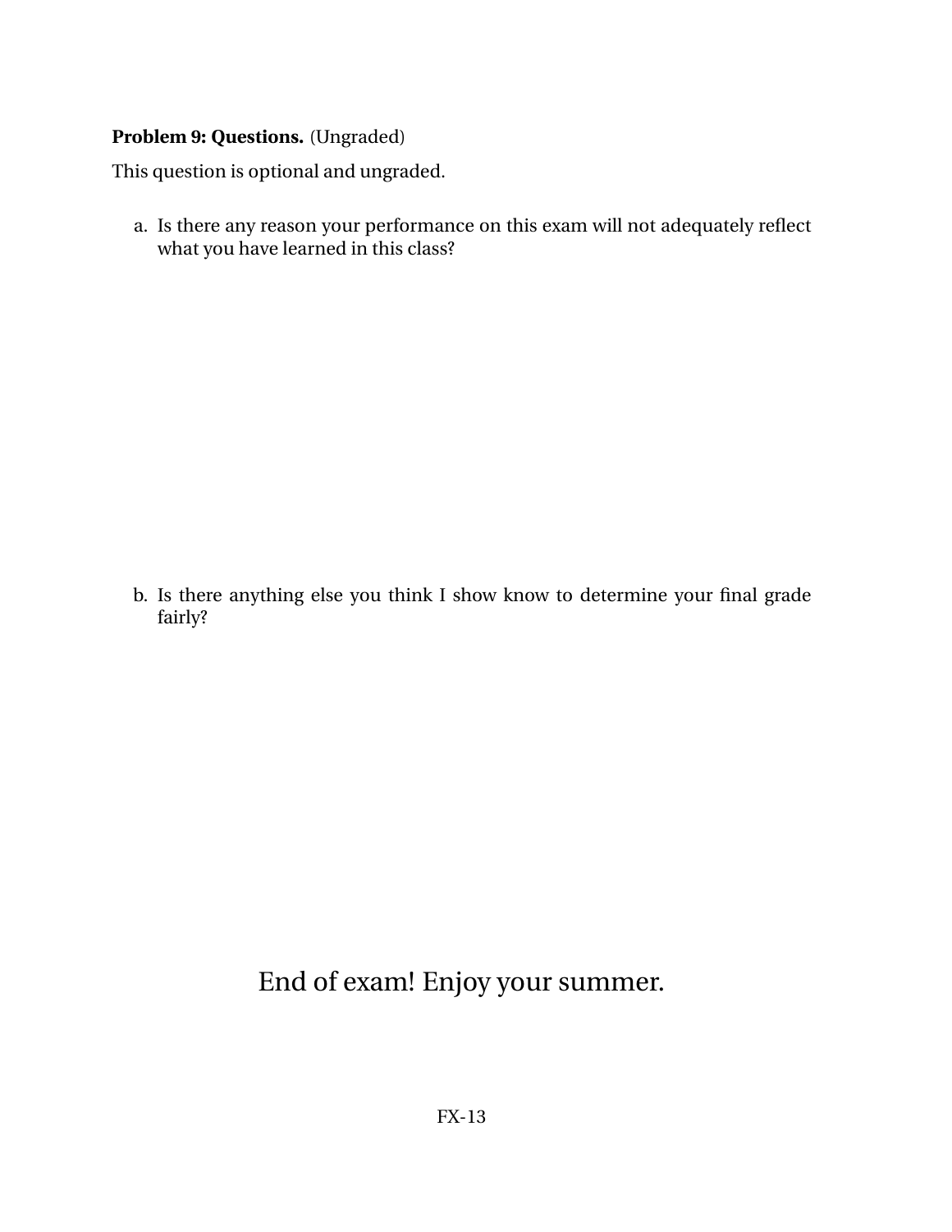**Problem 9: Questions.** (Ungraded)

This question is optional and ungraded.

a. Is there any reason your performance on this exam will not adequately reflect what you have learned in this class?

b. Is there anything else you think I show know to determine your final grade fairly?

End of exam! Enjoy your summer.